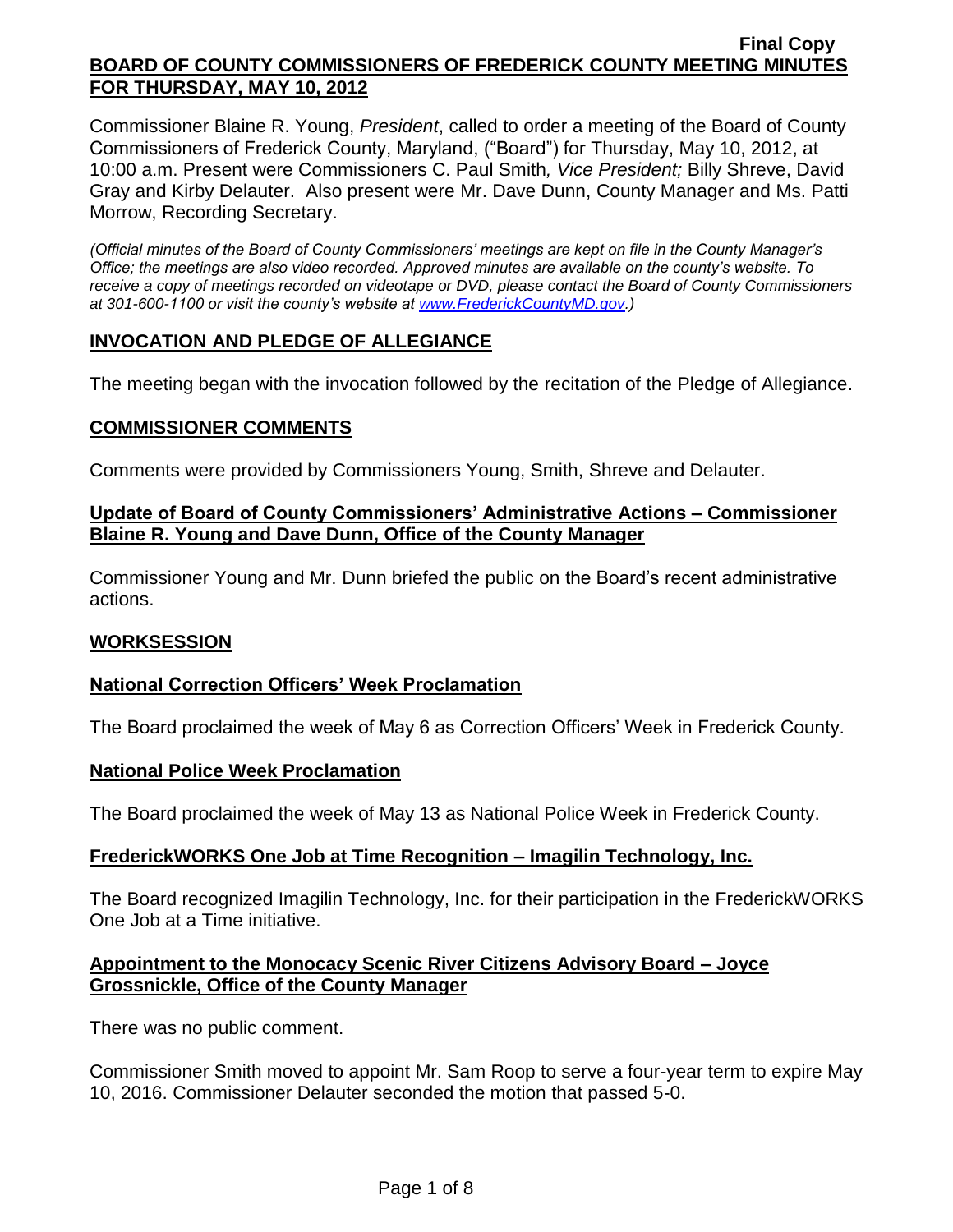**Final Copy**

# BOARD OF COUNTY COMMISSIONERS OF FREDERICK COUNTY MEETING MINUTES FOR THURSDAY, MAY 10, 2012

Commissioner Blaine R. Young, *President*, called to order a meeting of the Board of County Commissioners of Frederick County, Maryland, ("Board") for Thursday, May 10, 2012, at 10:00 a.m. Present were Commissioners C. Paul Smith*, Vice President;* Billy Shreve, David Gray and Kirby Delauter. Also present were Mr. Dave Dunn, County Manager and Ms. Patti Morrow, Recording Secretary.

*(Official minutes of the Board of County Commissioners' meetings are kept on file in the County Manager's Office; the meetings are also video recorded. Approved minutes are available on the county's website. To receive a copy of meetings recorded on videotape or DVD, please contact the Board of County Commissioners at 301-600-1100 or visit the county's website at [www.FrederickCountyMD.gov](http://www.FrederickCountyMD.gov).)*

## INVOCATION AND PLEDGE OF ALLEGIANCE

The meeting began with the invocation followed by the recitation of the Pledge of Allegiance.

## COMMISSIONER COMMENTS

Comments were provided by Commissioners Young, Smith, Shreve and Delauter.

### Update of Board of County Commissioners' Administrative Actions – Commissioner Blaine R. Young and Dave Dunn, Office of the County Manager

Commissioner Young and Mr. Dunn briefed the public on the Board's recent administrative actions.

## WORKSESSION

### National Correction Officers' Week Proclamation

The Board proclaimed the week of May 6 as Correction Officers' Week in Frederick County.

### National Police Week Proclamation

The Board proclaimed the week of May 13 as National Police Week in Frederick County.

### FrederickWORKS One Job at Time Recognition – Imagilin Technology, Inc.

The Board recognized Imagilin Technology, Inc. for their participation in the FrederickWORKS One Job at a Time initiative.

### Appointment to the Monocacy Scenic River Citizens Advisory Board – Joyce Grossnickle, Office of the County Manager

There was no public comment.

Commissioner Smith moved to appoint Mr. Sam Roop to serve a four-year term to expire May 10, 2016. Commissioner Delauter seconded the motion that passed 5-0.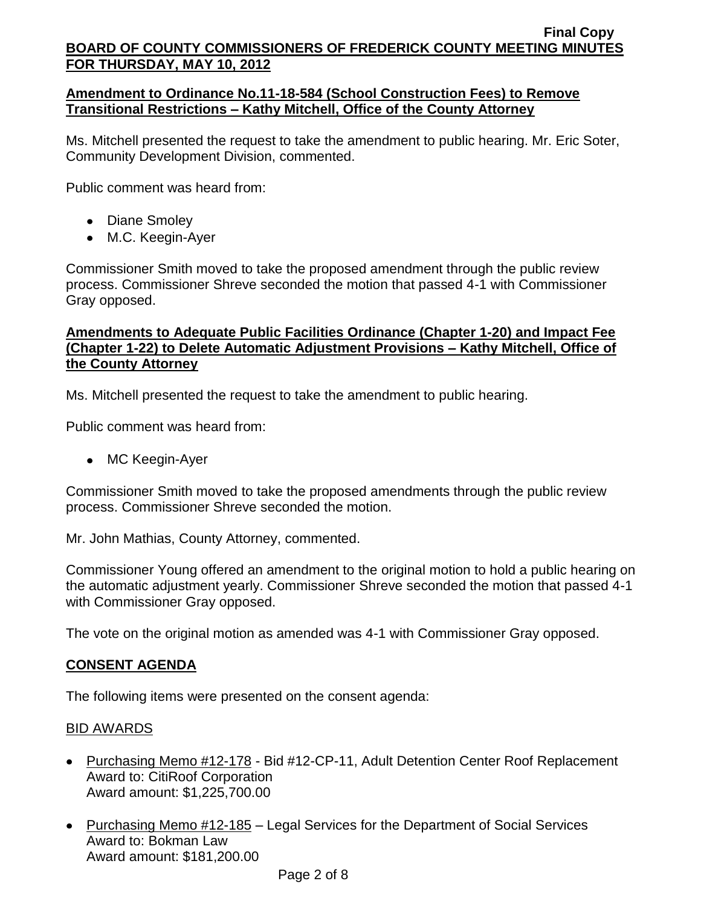## Amendment to Ordinance No.11-18-584 (School Construction Fees) to Remove Transitional Restrictions – Kathy Mitchell, Office of the County Attorney

Ms. Mitchell presented the request to take the amendment to public hearing. Mr. Eric Soter, Community Development Division, commented.

Public comment was heard from:

- Diane Smoley
- M.C. Keegin-Ayer

Commissioner Smith moved to take the proposed amendment through the public review process. Commissioner Shreve seconded the motion that passed 4-1 with Commissioner Gray opposed.

## Amendments to Adequate Public Facilities Ordinance (Chapter 1-20) and Impact Fee (Chapter 1-22) to Delete Automatic Adjustment Provisions – Kathy Mitchell, Office of the County Attorney

Ms. Mitchell presented the request to take the amendment to public hearing.

Public comment was heard from:

- MC Keegin-Ayer

Commissioner Smith moved to take the proposed amendments through the public review process. Commissioner Shreve seconded the motion.

Mr. John Mathias, County Attorney, commented.

Commissioner Young offered an amendment to the original motion to hold a public hearing on the automatic adjustment yearly. Commissioner Shreve seconded the motion that passed 4-1 with Commissioner Gray opposed.

The vote on the original motion as amended was 4-1 with Commissioner Gray opposed.

## CONSENT AGENDA

The following items were presented on the consent agenda:

### BID AWARDS

- Purchasing Memo #12-178 - Bid #12-CP-11, Adult Detention Center Roof Replacement
  Award to: CitiRoof Corporation
  Award amount: $1,225,700.00

- Purchasing Memo #12-185 – Legal Services for the Department of Social Services
  Award to: Bokman Law
  Award amount: $181,200.00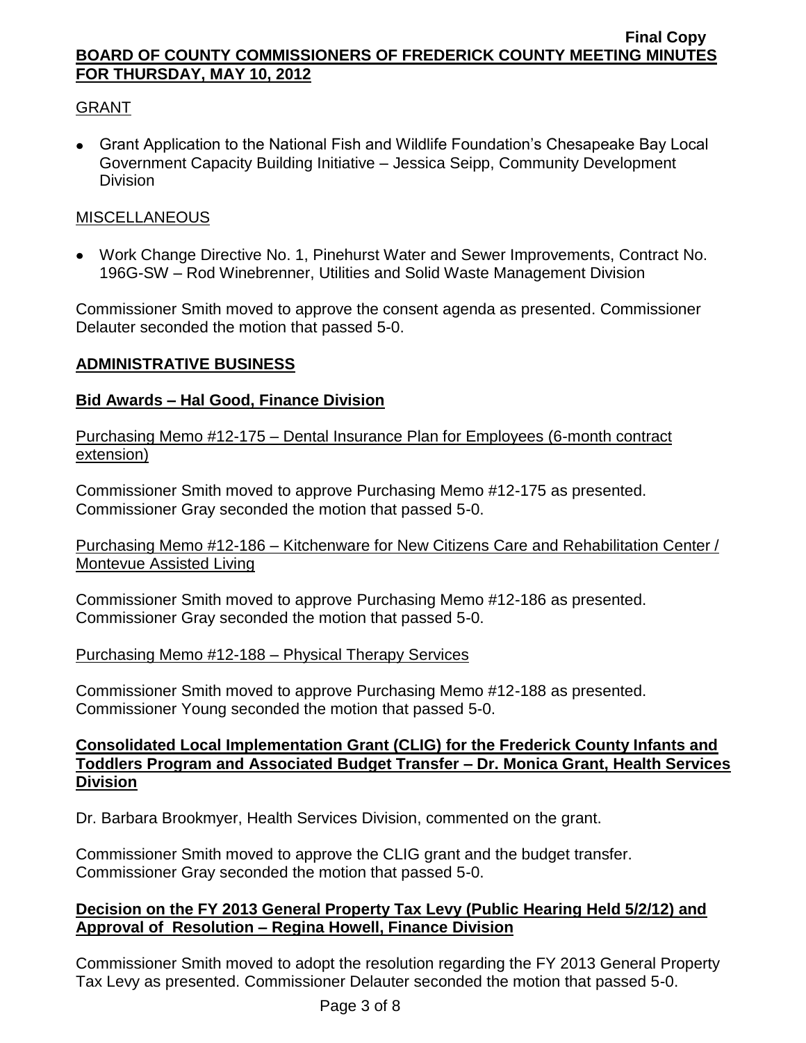GRANT

- Grant Application to the National Fish and Wildlife Foundation's Chesapeake Bay Local Government Capacity Building Initiative – Jessica Seipp, Community Development Division

MISCELLANEOUS

- Work Change Directive No. 1, Pinehurst Water and Sewer Improvements, Contract No. 196G-SW – Rod Winebrenner, Utilities and Solid Waste Management Division

Commissioner Smith moved to approve the consent agenda as presented. Commissioner Delauter seconded the motion that passed 5-0.

## ADMINISTRATIVE BUSINESS

### Bid Awards – Hal Good, Finance Division

Purchasing Memo #12-175 – Dental Insurance Plan for Employees (6-month contract extension)

Commissioner Smith moved to approve Purchasing Memo #12-175 as presented. Commissioner Gray seconded the motion that passed 5-0.

Purchasing Memo #12-186 – Kitchenware for New Citizens Care and Rehabilitation Center / Montevue Assisted Living

Commissioner Smith moved to approve Purchasing Memo #12-186 as presented. Commissioner Gray seconded the motion that passed 5-0.

Purchasing Memo #12-188 – Physical Therapy Services

Commissioner Smith moved to approve Purchasing Memo #12-188 as presented. Commissioner Young seconded the motion that passed 5-0.

### Consolidated Local Implementation Grant (CLIG) for the Frederick County Infants and Toddlers Program and Associated Budget Transfer – Dr. Monica Grant, Health Services Division

Dr. Barbara Brookmyer, Health Services Division, commented on the grant.

Commissioner Smith moved to approve the CLIG grant and the budget transfer. Commissioner Gray seconded the motion that passed 5-0.

### Decision on the FY 2013 General Property Tax Levy (Public Hearing Held 5/2/12) and Approval of Resolution – Regina Howell, Finance Division

Commissioner Smith moved to adopt the resolution regarding the FY 2013 General Property Tax Levy as presented. Commissioner Delauter seconded the motion that passed 5-0.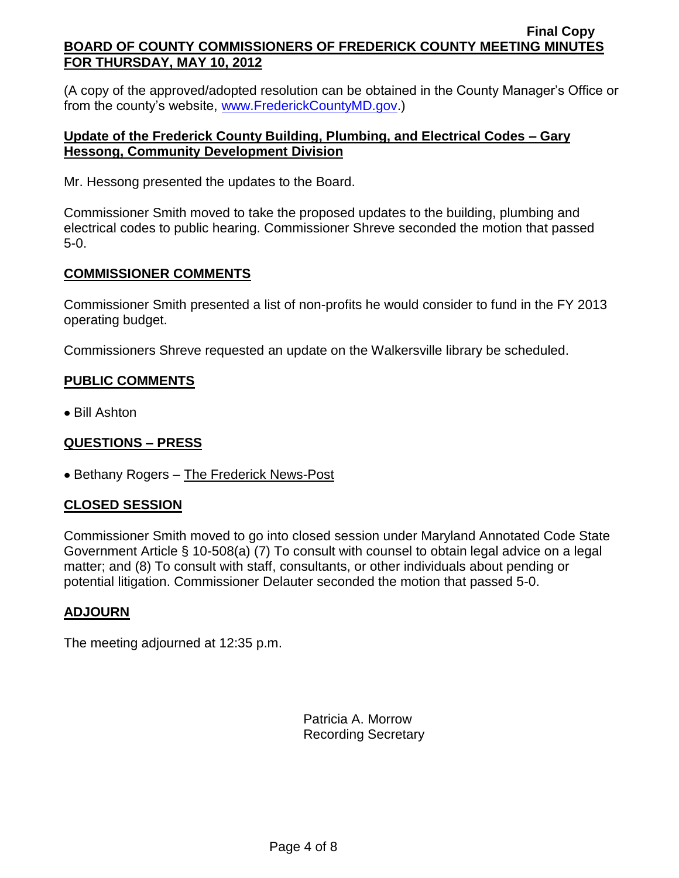(A copy of the approved/adopted resolution can be obtained in the County Manager's Office or from the county's website, www.FrederickCountyMD.gov.)

**Update of the Frederick County Building, Plumbing, and Electrical Codes – Gary Hessong, Community Development Division**

Mr. Hessong presented the updates to the Board.

Commissioner Smith moved to take the proposed updates to the building, plumbing and electrical codes to public hearing. Commissioner Shreve seconded the motion that passed 5-0.

## COMMISSIONER COMMENTS

Commissioner Smith presented a list of non-profits he would consider to fund in the FY 2013 operating budget.

Commissioners Shreve requested an update on the Walkersville library be scheduled.

## PUBLIC COMMENTS

- Bill Ashton

## QUESTIONS – PRESS

- Bethany Rogers – The Frederick News-Post

## CLOSED SESSION

Commissioner Smith moved to go into closed session under Maryland Annotated Code State Government Article § 10-508(a) (7) To consult with counsel to obtain legal advice on a legal matter; and (8) To consult with staff, consultants, or other individuals about pending or potential litigation. Commissioner Delauter seconded the motion that passed 5-0.

## ADJOURN

The meeting adjourned at 12:35 p.m.

Patricia A. Morrow
Recording Secretary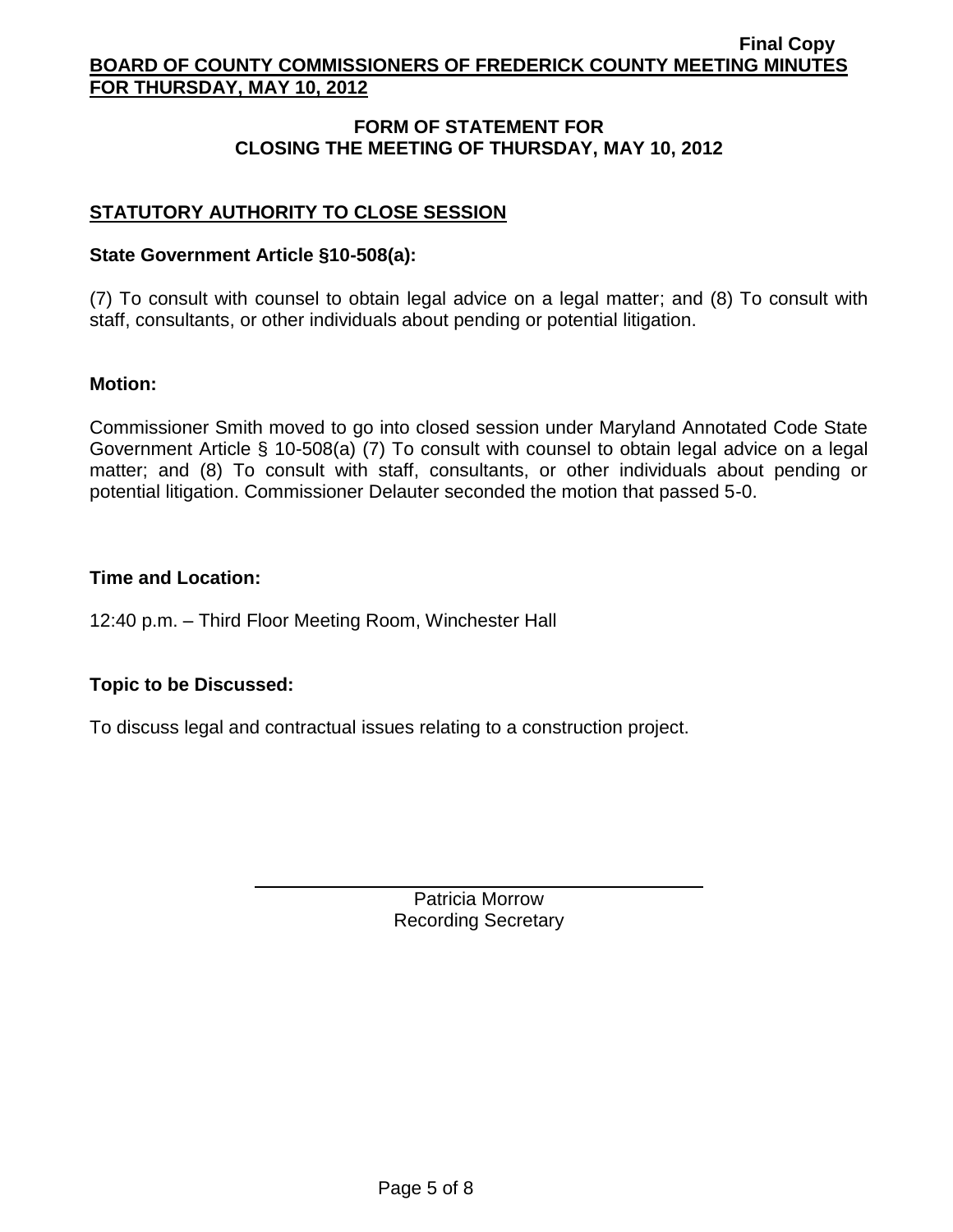## FORM OF STATEMENT FOR CLOSING THE MEETING OF THURSDAY, MAY 10, 2012

### STATUTORY AUTHORITY TO CLOSE SESSION

**State Government Article §10-508(a):**

(7) To consult with counsel to obtain legal advice on a legal matter; and (8) To consult with staff, consultants, or other individuals about pending or potential litigation.

**Motion:**

Commissioner Smith moved to go into closed session under Maryland Annotated Code State Government Article § 10-508(a) (7) To consult with counsel to obtain legal advice on a legal matter; and (8) To consult with staff, consultants, or other individuals about pending or potential litigation. Commissioner Delauter seconded the motion that passed 5-0.

**Time and Location:**

12:40 p.m. – Third Floor Meeting Room, Winchester Hall

**Topic to be Discussed:**

To discuss legal and contractual issues relating to a construction project.

Patricia Morrow
Recording Secretary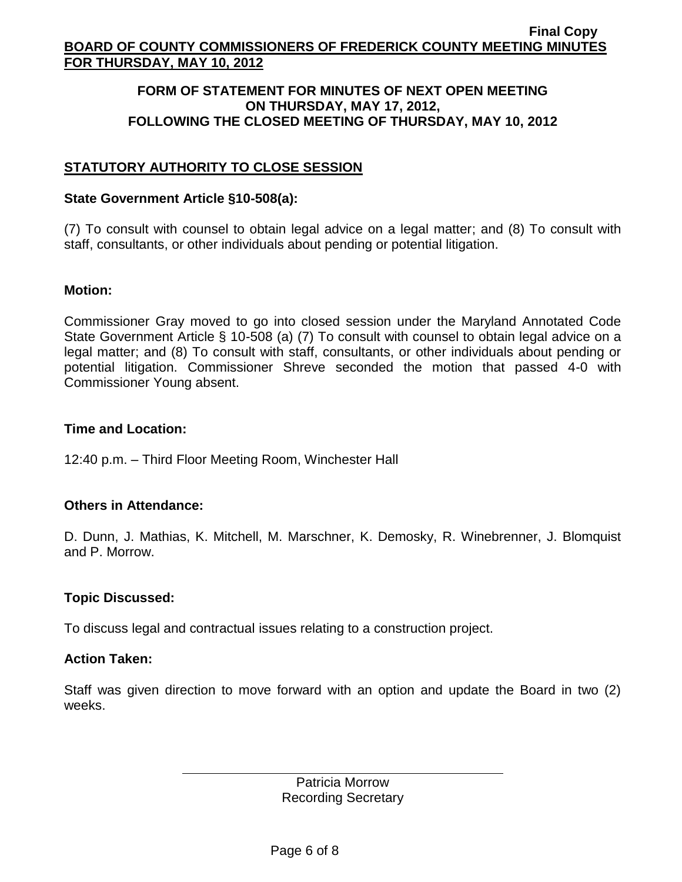## FORM OF STATEMENT FOR MINUTES OF NEXT OPEN MEETING ON THURSDAY, MAY 17, 2012, FOLLOWING THE CLOSED MEETING OF THURSDAY, MAY 10, 2012

### STATUTORY AUTHORITY TO CLOSE SESSION

**State Government Article §10-508(a):**

(7) To consult with counsel to obtain legal advice on a legal matter; and (8) To consult with staff, consultants, or other individuals about pending or potential litigation.

**Motion:**

Commissioner Gray moved to go into closed session under the Maryland Annotated Code State Government Article § 10-508 (a) (7) To consult with counsel to obtain legal advice on a legal matter; and (8) To consult with staff, consultants, or other individuals about pending or potential litigation. Commissioner Shreve seconded the motion that passed 4-0 with Commissioner Young absent.

**Time and Location:**

12:40 p.m. – Third Floor Meeting Room, Winchester Hall

**Others in Attendance:**

D. Dunn, J. Mathias, K. Mitchell, M. Marschner, K. Demosky, R. Winebrenner, J. Blomquist and P. Morrow.

**Topic Discussed:**

To discuss legal and contractual issues relating to a construction project.

**Action Taken:**

Staff was given direction to move forward with an option and update the Board in two (2) weeks.

Patricia Morrow
Recording Secretary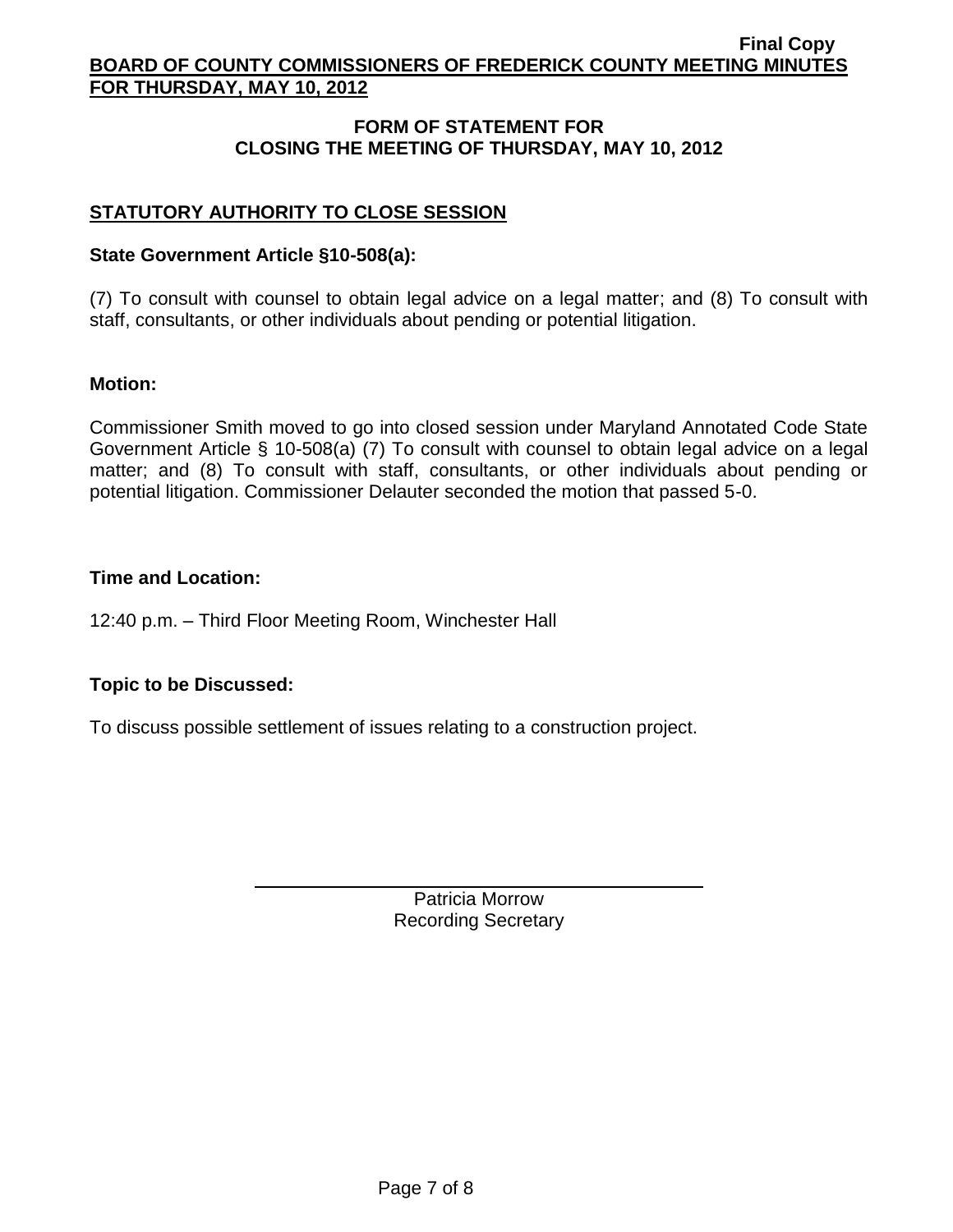## FORM OF STATEMENT FOR CLOSING THE MEETING OF THURSDAY, MAY 10, 2012

### STATUTORY AUTHORITY TO CLOSE SESSION

**State Government Article §10-508(a):**

(7) To consult with counsel to obtain legal advice on a legal matter; and (8) To consult with staff, consultants, or other individuals about pending or potential litigation.

**Motion:**

Commissioner Smith moved to go into closed session under Maryland Annotated Code State Government Article § 10-508(a) (7) To consult with counsel to obtain legal advice on a legal matter; and (8) To consult with staff, consultants, or other individuals about pending or potential litigation. Commissioner Delauter seconded the motion that passed 5-0.

**Time and Location:**

12:40 p.m. – Third Floor Meeting Room, Winchester Hall

**Topic to be Discussed:**

To discuss possible settlement of issues relating to a construction project.

Patricia Morrow
Recording Secretary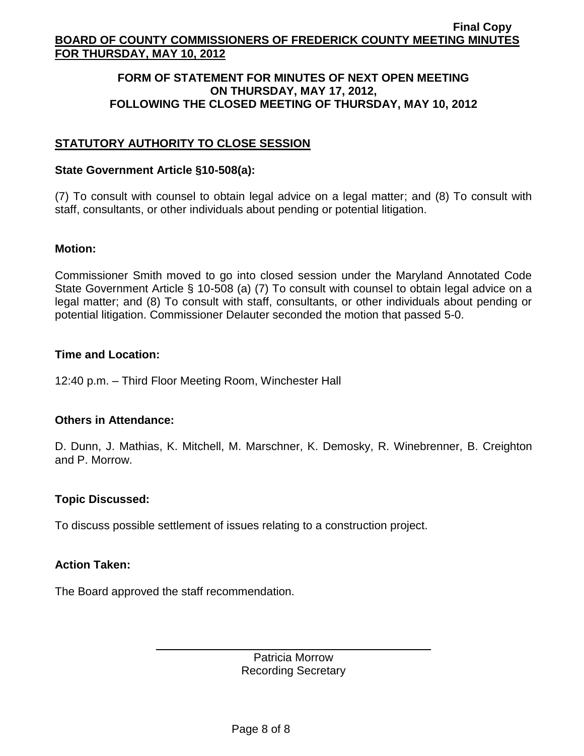**FORM OF STATEMENT FOR MINUTES OF NEXT OPEN MEETING ON THURSDAY, MAY 17, 2012, FOLLOWING THE CLOSED MEETING OF THURSDAY, MAY 10, 2012**

## STATUTORY AUTHORITY TO CLOSE SESSION

**State Government Article §10-508(a):**

(7) To consult with counsel to obtain legal advice on a legal matter; and (8) To consult with staff, consultants, or other individuals about pending or potential litigation.

**Motion:**

Commissioner Smith moved to go into closed session under the Maryland Annotated Code State Government Article § 10-508 (a) (7) To consult with counsel to obtain legal advice on a legal matter; and (8) To consult with staff, consultants, or other individuals about pending or potential litigation. Commissioner Delauter seconded the motion that passed 5-0.

**Time and Location:**

12:40 p.m. – Third Floor Meeting Room, Winchester Hall

**Others in Attendance:**

D. Dunn, J. Mathias, K. Mitchell, M. Marschner, K. Demosky, R. Winebrenner, B. Creighton and P. Morrow.

**Topic Discussed:**

To discuss possible settlement of issues relating to a construction project.

**Action Taken:**

The Board approved the staff recommendation.

Patricia Morrow
Recording Secretary